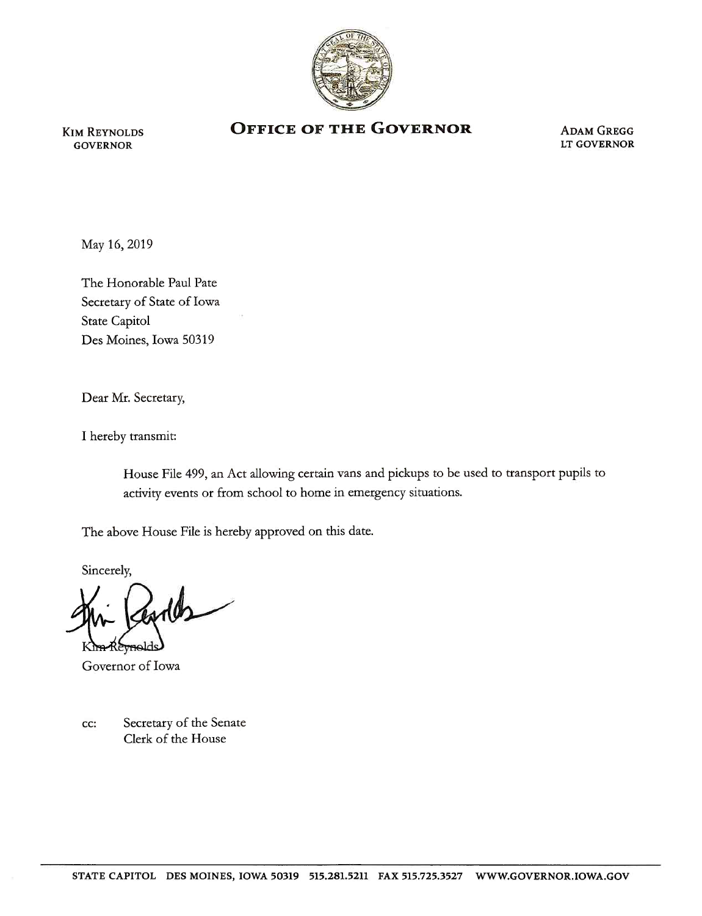KIM REYNOLDS
GOVERNOR

# OFFICE OF THE GOVERNOR

ADAM GREGG
LT GOVERNOR

May 16, 2019

The Honorable Paul Pate
Secretary of State of Iowa
State Capitol
Des Moines, Iowa 50319

Dear Mr. Secretary,

I hereby transmit:

> House File 499, an Act allowing certain vans and pickups to be used to transport pupils to activity events or from school to home in emergency situations.

The above House File is hereby approved on this date.

Sincerely,

Kim Reynolds
Governor of Iowa

cc: Secretary of the Senate
Clerk of the House

STATE CAPITOL DES MOINES, IOWA 50319 515.281.5211 FAX 515.725.3527 WWW.GOVERNOR.IOWA.GOV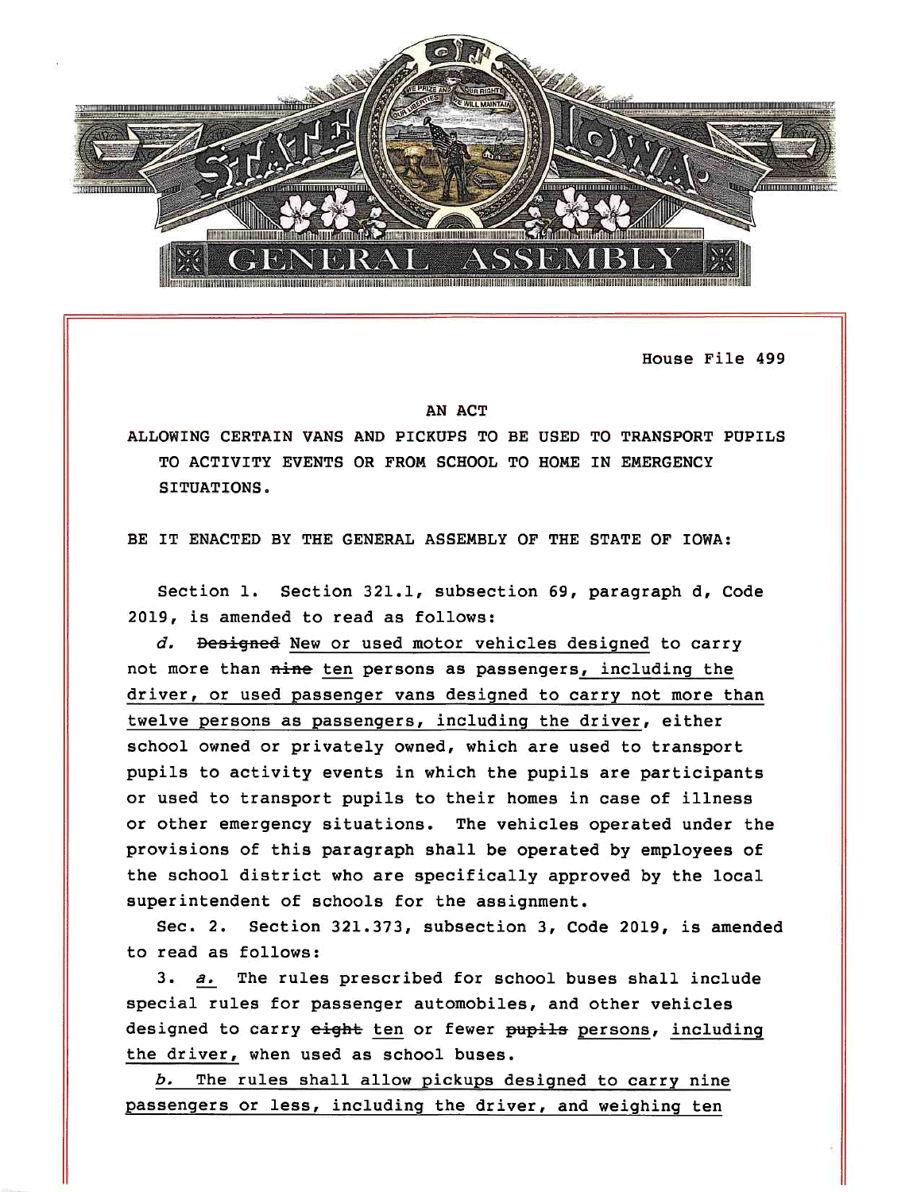House File 499

## AN ACT

ALLOWING CERTAIN VANS AND PICKUPS TO BE USED TO TRANSPORT PUPILS TO ACTIVITY EVENTS OR FROM SCHOOL TO HOME IN EMERGENCY SITUATIONS.

BE IT ENACTED BY THE GENERAL ASSEMBLY OF THE STATE OF IOWA:

Section 1. Section 321.1, subsection 69, paragraph d, Code 2019, is amended to read as follows:

*d.* ~~Designed~~ <u>New or used motor vehicles designed</u> to carry not more than ~~nine~~ <u>ten</u> persons as passengers<u>, including the driver, or used passenger vans designed to carry not more than twelve persons as passengers, including the driver</u>, either school owned or privately owned, which are used to transport pupils to activity events in which the pupils are participants or used to transport pupils to their homes in case of illness or other emergency situations. The vehicles operated under the provisions of this paragraph shall be operated by employees of the school district who are specifically approved by the local superintendent of schools for the assignment.

Sec. 2. Section 321.373, subsection 3, Code 2019, is amended to read as follows:

3\. <u>*a.*</u> The rules prescribed for school buses shall include special rules for passenger automobiles, and other vehicles designed to carry ~~eight~~ <u>ten</u> or fewer ~~pupils~~ <u>persons</u>, <u>including the driver,</u> when used as school buses.

<u>*b.* The rules shall allow pickups designed to carry nine passengers or less, including the driver, and weighing ten</u>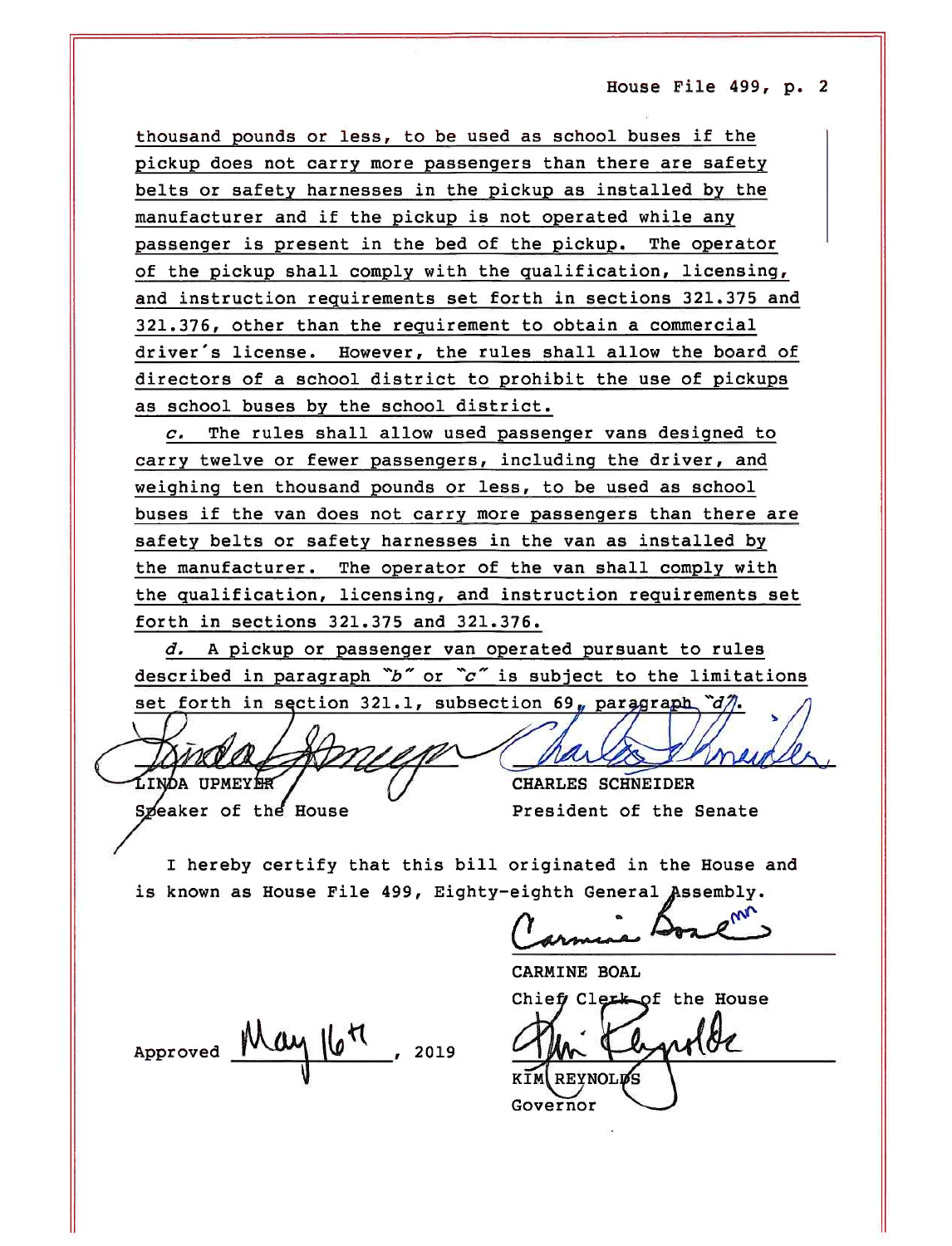thousand pounds or less, to be used as school buses if the pickup does not carry more passengers than there are safety belts or safety harnesses in the pickup as installed by the manufacturer and if the pickup is not operated while any passenger is present in the bed of the pickup. The operator of the pickup shall comply with the qualification, licensing, and instruction requirements set forth in sections 321.375 and 321.376, other than the requirement to obtain a commercial driver's license. However, the rules shall allow the board of directors of a school district to prohibit the use of pickups as school buses by the school district.

*c.* The rules shall allow used passenger vans designed to carry twelve or fewer passengers, including the driver, and weighing ten thousand pounds or less, to be used as school buses if the van does not carry more passengers than there are safety belts or safety harnesses in the van as installed by the manufacturer. The operator of the van shall comply with the qualification, licensing, and instruction requirements set forth in sections 321.375 and 321.376.

*d.* A pickup or passenger van operated pursuant to rules described in paragraph "b" or "c" is subject to the limitations set forth in section 321.1, subsection 69, paragraph "d".

LINDA UPMEYER
Speaker of the House

CHARLES SCHNEIDER
President of the Senate

I hereby certify that this bill originated in the House and is known as House File 499, Eighty-eighth General Assembly.

CARMINE BOAL
Chief Clerk of the House

Approved May 16th, 2019

KIM REYNOLDS
Governor